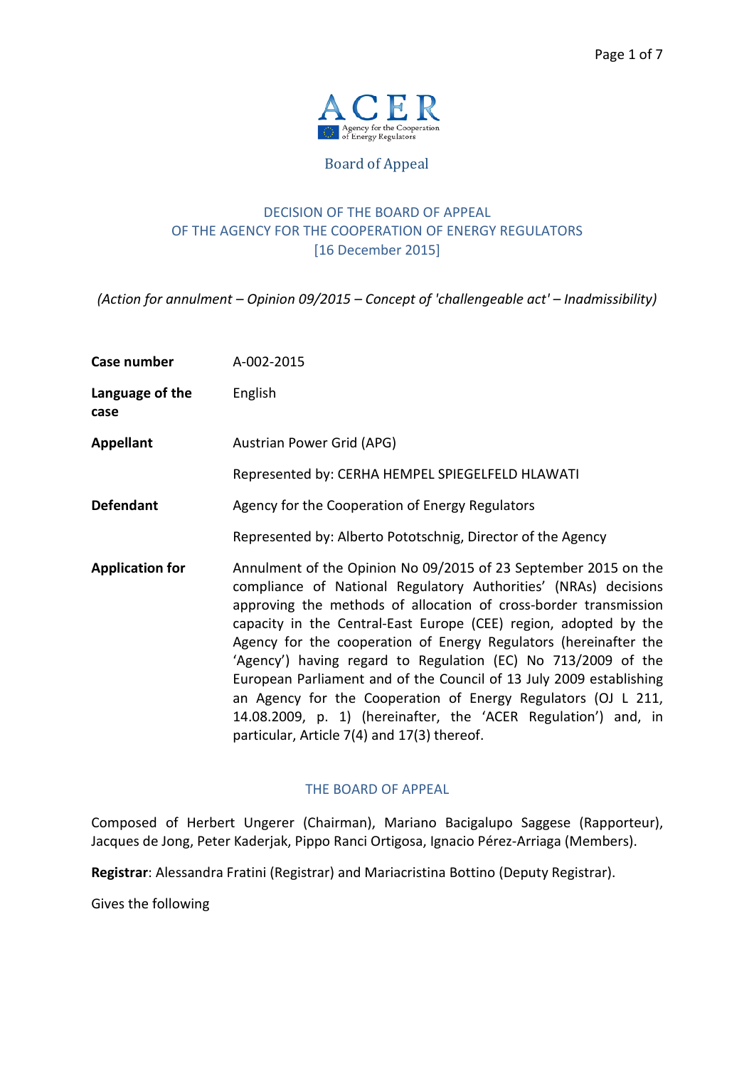ACER

Agency for the Cooperation of Energy Regulators

Board of Appeal

# DECISION OF THE BOARD OF APPEAL OF THE AGENCY FOR THE COOPERATION OF ENERGY REGULATORS [16 December 2015]

*(Action for annulment – Opinion 09/2015 – Concept of 'challengeable act' – Inadmissibility)*

| | |
|---|---|
| **Case number** | A-002-2015 |
| **Language of the case** | English |
| **Appellant** | Austrian Power Grid (APG) |
| | Represented by: CERHA HEMPEL SPIEGELFELD HLAWATI |
| **Defendant** | Agency for the Cooperation of Energy Regulators |
| | Represented by: Alberto Pototschnig, Director of the Agency |
| **Application for** | Annulment of the Opinion No 09/2015 of 23 September 2015 on the compliance of National Regulatory Authorities' (NRAs) decisions approving the methods of allocation of cross-border transmission capacity in the Central-East Europe (CEE) region, adopted by the Agency for the cooperation of Energy Regulators (hereinafter the 'Agency') having regard to Regulation (EC) No 713/2009 of the European Parliament and of the Council of 13 July 2009 establishing an Agency for the Cooperation of Energy Regulators (OJ L 211, 14.08.2009, p. 1) (hereinafter, the 'ACER Regulation') and, in particular, Article 7(4) and 17(3) thereof. |

## THE BOARD OF APPEAL

Composed of Herbert Ungerer (Chairman), Mariano Bacigalupo Saggese (Rapporteur), Jacques de Jong, Peter Kaderjak, Pippo Ranci Ortigosa, Ignacio Pérez-Arriaga (Members).

**Registrar**: Alessandra Fratini (Registrar) and Mariacristina Bottino (Deputy Registrar).

Gives the following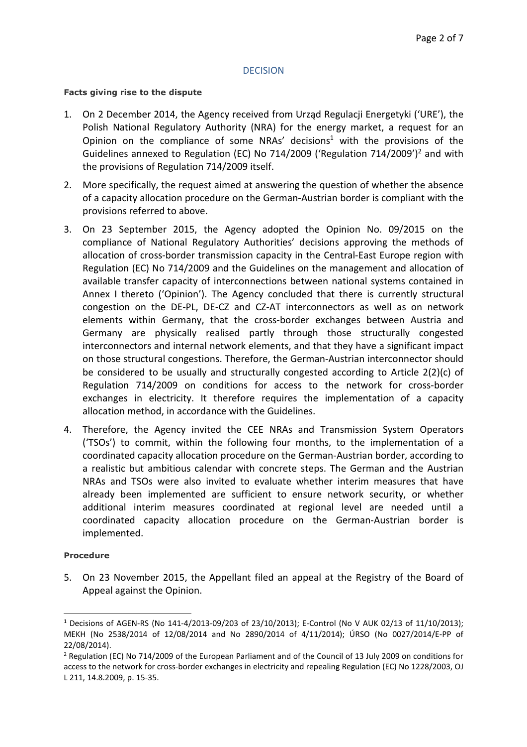## DECISION

**Facts giving rise to the dispute**

1. On 2 December 2014, the Agency received from Urząd Regulacji Energetyki ('URE'), the Polish National Regulatory Authority (NRA) for the energy market, a request for an Opinion on the compliance of some NRAs' decisions[1] with the provisions of the Guidelines annexed to Regulation (EC) No 714/2009 ('Regulation 714/2009')[2] and with the provisions of Regulation 714/2009 itself.

2. More specifically, the request aimed at answering the question of whether the absence of a capacity allocation procedure on the German-Austrian border is compliant with the provisions referred to above.

3. On 23 September 2015, the Agency adopted the Opinion No. 09/2015 on the compliance of National Regulatory Authorities' decisions approving the methods of allocation of cross-border transmission capacity in the Central-East Europe region with Regulation (EC) No 714/2009 and the Guidelines on the management and allocation of available transfer capacity of interconnections between national systems contained in Annex I thereto ('Opinion'). The Agency concluded that there is currently structural congestion on the DE-PL, DE-CZ and CZ-AT interconnectors as well as on network elements within Germany, that the cross-border exchanges between Austria and Germany are physically realised partly through those structurally congested interconnectors and internal network elements, and that they have a significant impact on those structural congestions. Therefore, the German-Austrian interconnector should be considered to be usually and structurally congested according to Article 2(2)(c) of Regulation 714/2009 on conditions for access to the network for cross-border exchanges in electricity. It therefore requires the implementation of a capacity allocation method, in accordance with the Guidelines.

4. Therefore, the Agency invited the CEE NRAs and Transmission System Operators ('TSOs') to commit, within the following four months, to the implementation of a coordinated capacity allocation procedure on the German-Austrian border, according to a realistic but ambitious calendar with concrete steps. The German and the Austrian NRAs and TSOs were also invited to evaluate whether interim measures that have already been implemented are sufficient to ensure network security, or whether additional interim measures coordinated at regional level are needed until a coordinated capacity allocation procedure on the German-Austrian border is implemented.

**Procedure**

5. On 23 November 2015, the Appellant filed an appeal at the Registry of the Board of Appeal against the Opinion.

---

[1] Decisions of AGEN-RS (No 141-4/2013-09/203 of 23/10/2013); E-Control (No V AUK 02/13 of 11/10/2013); MEKH (No 2538/2014 of 12/08/2014 and No 2890/2014 of 4/11/2014); ÚRSO (No 0027/2014/E-PP of 22/08/2014).

[2] Regulation (EC) No 714/2009 of the European Parliament and of the Council of 13 July 2009 on conditions for access to the network for cross-border exchanges in electricity and repealing Regulation (EC) No 1228/2003, OJ L 211, 14.8.2009, p. 15-35.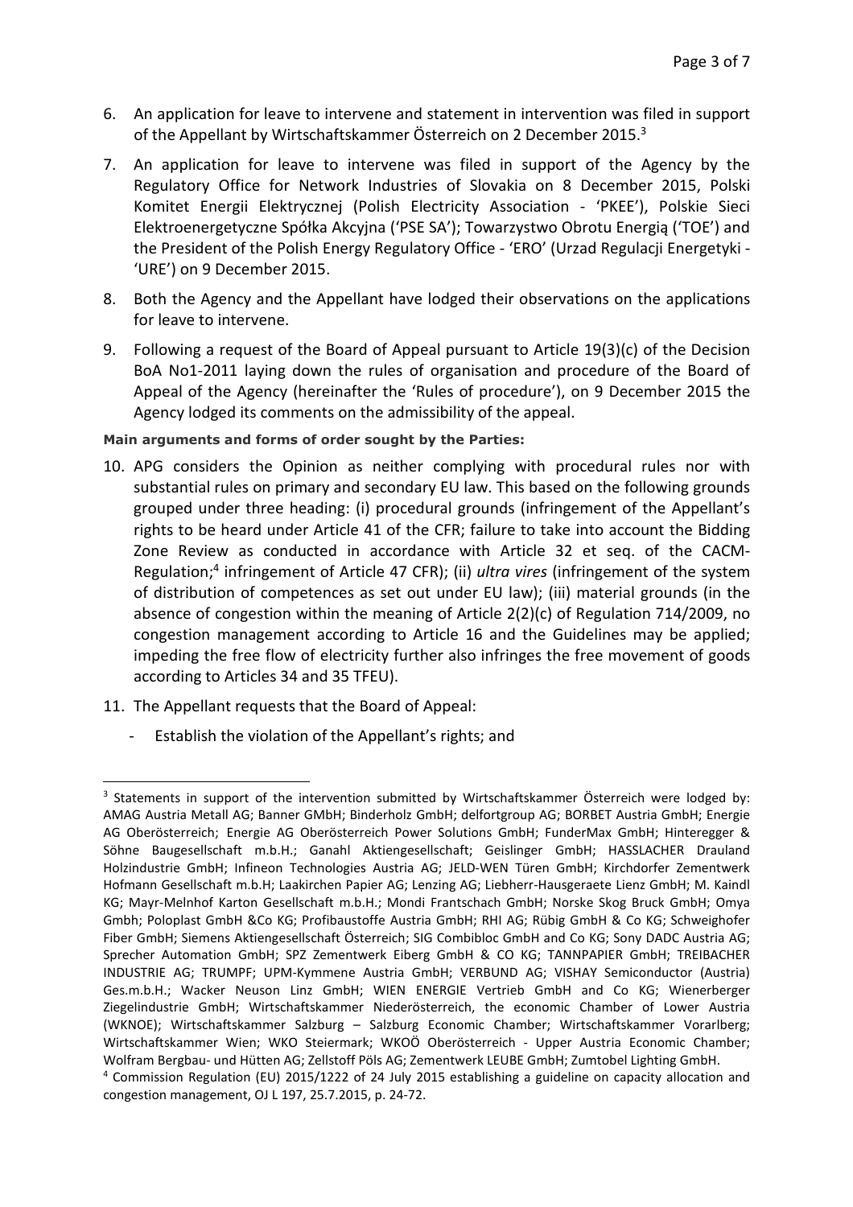6. An application for leave to intervene and statement in intervention was filed in support of the Appellant by Wirtschaftskammer Österreich on 2 December 2015.[3]

7. An application for leave to intervene was filed in support of the Agency by the Regulatory Office for Network Industries of Slovakia on 8 December 2015, Polski Komitet Energii Elektrycznej (Polish Electricity Association - 'PKEE'), Polskie Sieci Elektroenergetyczne Spółka Akcyjna ('PSE SA'); Towarzystwo Obrotu Energią ('TOE') and the President of the Polish Energy Regulatory Office - 'ERO' (Urzad Regulacji Energetyki - 'URE') on 9 December 2015.

8. Both the Agency and the Appellant have lodged their observations on the applications for leave to intervene.

9. Following a request of the Board of Appeal pursuant to Article 19(3)(c) of the Decision BoA No1-2011 laying down the rules of organisation and procedure of the Board of Appeal of the Agency (hereinafter the 'Rules of procedure'), on 9 December 2015 the Agency lodged its comments on the admissibility of the appeal.

**Main arguments and forms of order sought by the Parties:**

10. APG considers the Opinion as neither complying with procedural rules nor with substantial rules on primary and secondary EU law. This based on the following grounds grouped under three heading: (i) procedural grounds (infringement of the Appellant's rights to be heard under Article 41 of the CFR; failure to take into account the Bidding Zone Review as conducted in accordance with Article 32 et seq. of the CACM-Regulation;[4] infringement of Article 47 CFR); (ii) *ultra vires* (infringement of the system of distribution of competences as set out under EU law); (iii) material grounds (in the absence of congestion within the meaning of Article 2(2)(c) of Regulation 714/2009, no congestion management according to Article 16 and the Guidelines may be applied; impeding the free flow of electricity further also infringes the free movement of goods according to Articles 34 and 35 TFEU).

11. The Appellant requests that the Board of Appeal:

    - Establish the violation of the Appellant's rights; and

---

[3] Statements in support of the intervention submitted by Wirtschaftskammer Österreich were lodged by: AMAG Austria Metall AG; Banner GMbH; Binderholz GmbH; delfortgroup AG; BORBET Austria GmbH; Energie AG Oberösterreich; Energie AG Oberösterreich Power Solutions GmbH; FunderMax GmbH; Hinteregger & Söhne Baugesellschaft m.b.H.; Ganahl Aktiengesellschaft; Geislinger GmbH; HASSLACHER Drauland Holzindustrie GmbH; Infineon Technologies Austria AG; JELD-WEN Türen GmbH; Kirchdorfer Zementwerk Hofmann Gesellschaft m.b.H; Laakirchen Papier AG; Lenzing AG; Liebherr-Hausgeraete Lienz GmbH; M. Kaindl KG; Mayr-Melnhof Karton Gesellschaft m.b.H.; Mondi Frantschach GmbH; Norske Skog Bruck GmbH; Omya Gmbh; Poloplast GmbH &Co KG; Profibaustoffe Austria GmbH; RHI AG; Rübig GmbH & Co KG; Schweighofer Fiber GmbH; Siemens Aktiengesellschaft Österreich; SIG Combibloc GmbH and Co KG; Sony DADC Austria AG; Sprecher Automation GmbH; SPZ Zementwerk Eiberg GmbH & CO KG; TANNPAPIER GmbH; TREIBACHER INDUSTRIE AG; TRUMPF; UPM-Kymmene Austria GmbH; VERBUND AG; VISHAY Semiconductor (Austria) Ges.m.b.H.; Wacker Neuson Linz GmbH; WIEN ENERGIE Vertrieb GmbH and Co KG; Wienerberger Ziegelindustrie GmbH; Wirtschaftskammer Niederösterreich, the economic Chamber of Lower Austria (WKNOE); Wirtschaftskammer Salzburg – Salzburg Economic Chamber; Wirtschaftskammer Vorarlberg; Wirtschaftskammer Wien; WKO Steiermark; WKOÖ Oberösterreich - Upper Austria Economic Chamber; Wolfram Bergbau- und Hütten AG; Zellstoff Pöls AG; Zementwerk LEUBE GmbH; Zumtobel Lighting GmbH.

[4] Commission Regulation (EU) 2015/1222 of 24 July 2015 establishing a guideline on capacity allocation and congestion management, OJ L 197, 25.7.2015, p. 24-72.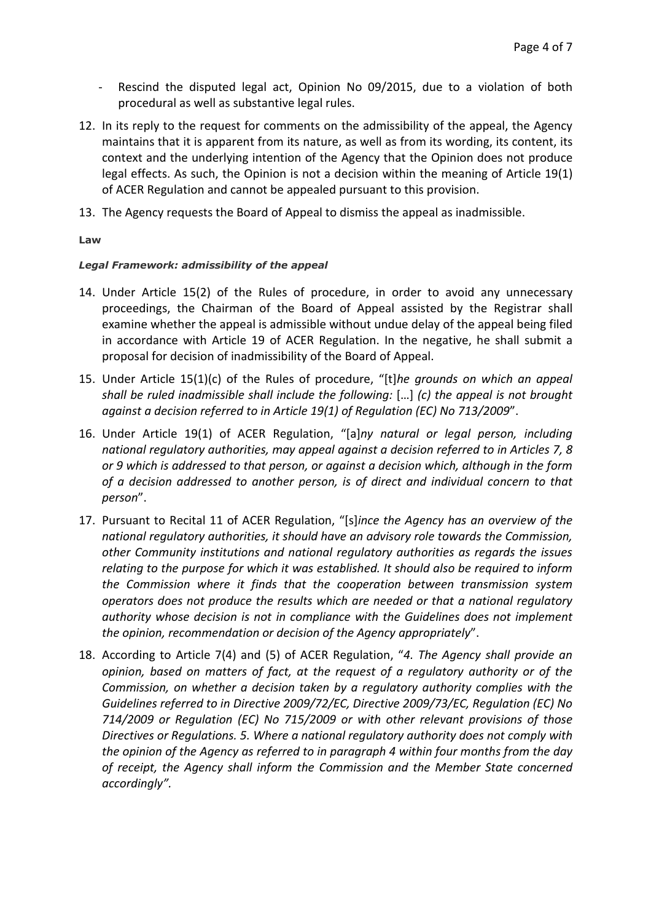- Rescind the disputed legal act, Opinion No 09/2015, due to a violation of both procedural as well as substantive legal rules.

12. In its reply to the request for comments on the admissibility of the appeal, the Agency maintains that it is apparent from its nature, as well as from its wording, its content, its context and the underlying intention of the Agency that the Opinion does not produce legal effects. As such, the Opinion is not a decision within the meaning of Article 19(1) of ACER Regulation and cannot be appealed pursuant to this provision.

13. The Agency requests the Board of Appeal to dismiss the appeal as inadmissible.

**Law**

***Legal Framework: admissibility of the appeal***

14. Under Article 15(2) of the Rules of procedure, in order to avoid any unnecessary proceedings, the Chairman of the Board of Appeal assisted by the Registrar shall examine whether the appeal is admissible without undue delay of the appeal being filed in accordance with Article 19 of ACER Regulation. In the negative, he shall submit a proposal for decision of inadmissibility of the Board of Appeal.

15. Under Article 15(1)(c) of the Rules of procedure, "[t]*he grounds on which an appeal shall be ruled inadmissible shall include the following:* […] *(c) the appeal is not brought against a decision referred to in Article 19(1) of Regulation (EC) No 713/2009*".

16. Under Article 19(1) of ACER Regulation, "[a]*ny natural or legal person, including national regulatory authorities, may appeal against a decision referred to in Articles 7, 8 or 9 which is addressed to that person, or against a decision which, although in the form of a decision addressed to another person, is of direct and individual concern to that person*".

17. Pursuant to Recital 11 of ACER Regulation, "[s]*ince the Agency has an overview of the national regulatory authorities, it should have an advisory role towards the Commission, other Community institutions and national regulatory authorities as regards the issues relating to the purpose for which it was established. It should also be required to inform the Commission where it finds that the cooperation between transmission system operators does not produce the results which are needed or that a national regulatory authority whose decision is not in compliance with the Guidelines does not implement the opinion, recommendation or decision of the Agency appropriately*".

18. According to Article 7(4) and (5) of ACER Regulation, "*4. The Agency shall provide an opinion, based on matters of fact, at the request of a regulatory authority or of the Commission, on whether a decision taken by a regulatory authority complies with the Guidelines referred to in Directive 2009/72/EC, Directive 2009/73/EC, Regulation (EC) No 714/2009 or Regulation (EC) No 715/2009 or with other relevant provisions of those Directives or Regulations. 5. Where a national regulatory authority does not comply with the opinion of the Agency as referred to in paragraph 4 within four months from the day of receipt, the Agency shall inform the Commission and the Member State concerned accordingly".*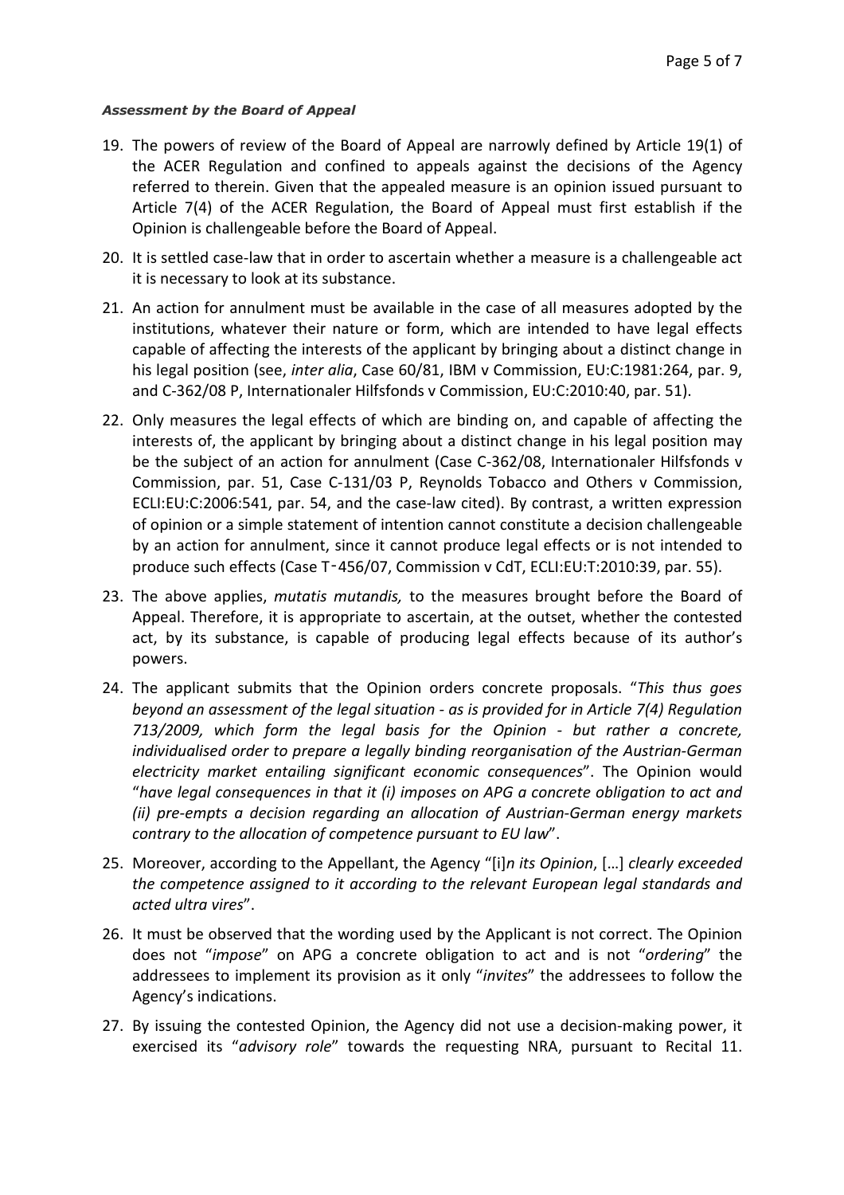***Assessment by the Board of Appeal***

19. The powers of review of the Board of Appeal are narrowly defined by Article 19(1) of the ACER Regulation and confined to appeals against the decisions of the Agency referred to therein. Given that the appealed measure is an opinion issued pursuant to Article 7(4) of the ACER Regulation, the Board of Appeal must first establish if the Opinion is challengeable before the Board of Appeal.

20. It is settled case-law that in order to ascertain whether a measure is a challengeable act it is necessary to look at its substance.

21. An action for annulment must be available in the case of all measures adopted by the institutions, whatever their nature or form, which are intended to have legal effects capable of affecting the interests of the applicant by bringing about a distinct change in his legal position (see, *inter alia*, Case 60/81, IBM v Commission, EU:C:1981:264, par. 9, and C-362/08 P, Internationaler Hilfsfonds v Commission, EU:C:2010:40, par. 51).

22. Only measures the legal effects of which are binding on, and capable of affecting the interests of, the applicant by bringing about a distinct change in his legal position may be the subject of an action for annulment (Case C-362/08, Internationaler Hilfsfonds v Commission, par. 51, Case C-131/03 P, Reynolds Tobacco and Others v Commission, ECLI:EU:C:2006:541, par. 54, and the case-law cited). By contrast, a written expression of opinion or a simple statement of intention cannot constitute a decision challengeable by an action for annulment, since it cannot produce legal effects or is not intended to produce such effects (Case T‑456/07, Commission v CdT, ECLI:EU:T:2010:39, par. 55).

23. The above applies, *mutatis mutandis,* to the measures brought before the Board of Appeal. Therefore, it is appropriate to ascertain, at the outset, whether the contested act, by its substance, is capable of producing legal effects because of its author's powers.

24. The applicant submits that the Opinion orders concrete proposals. "*This thus goes beyond an assessment of the legal situation - as is provided for in Article 7(4) Regulation 713/2009, which form the legal basis for the Opinion - but rather a concrete, individualised order to prepare a legally binding reorganisation of the Austrian-German electricity market entailing significant economic consequences*". The Opinion would "*have legal consequences in that it (i) imposes on APG a concrete obligation to act and (ii) pre-empts a decision regarding an allocation of Austrian-German energy markets contrary to the allocation of competence pursuant to EU law*".

25. Moreover, according to the Appellant, the Agency "[i]*n its Opinion*, […] *clearly exceeded the competence assigned to it according to the relevant European legal standards and acted ultra vires*".

26. It must be observed that the wording used by the Applicant is not correct. The Opinion does not "*impose*" on APG a concrete obligation to act and is not "*ordering*" the addressees to implement its provision as it only "*invites*" the addressees to follow the Agency's indications.

27. By issuing the contested Opinion, the Agency did not use a decision-making power, it exercised its "*advisory role*" towards the requesting NRA, pursuant to Recital 11.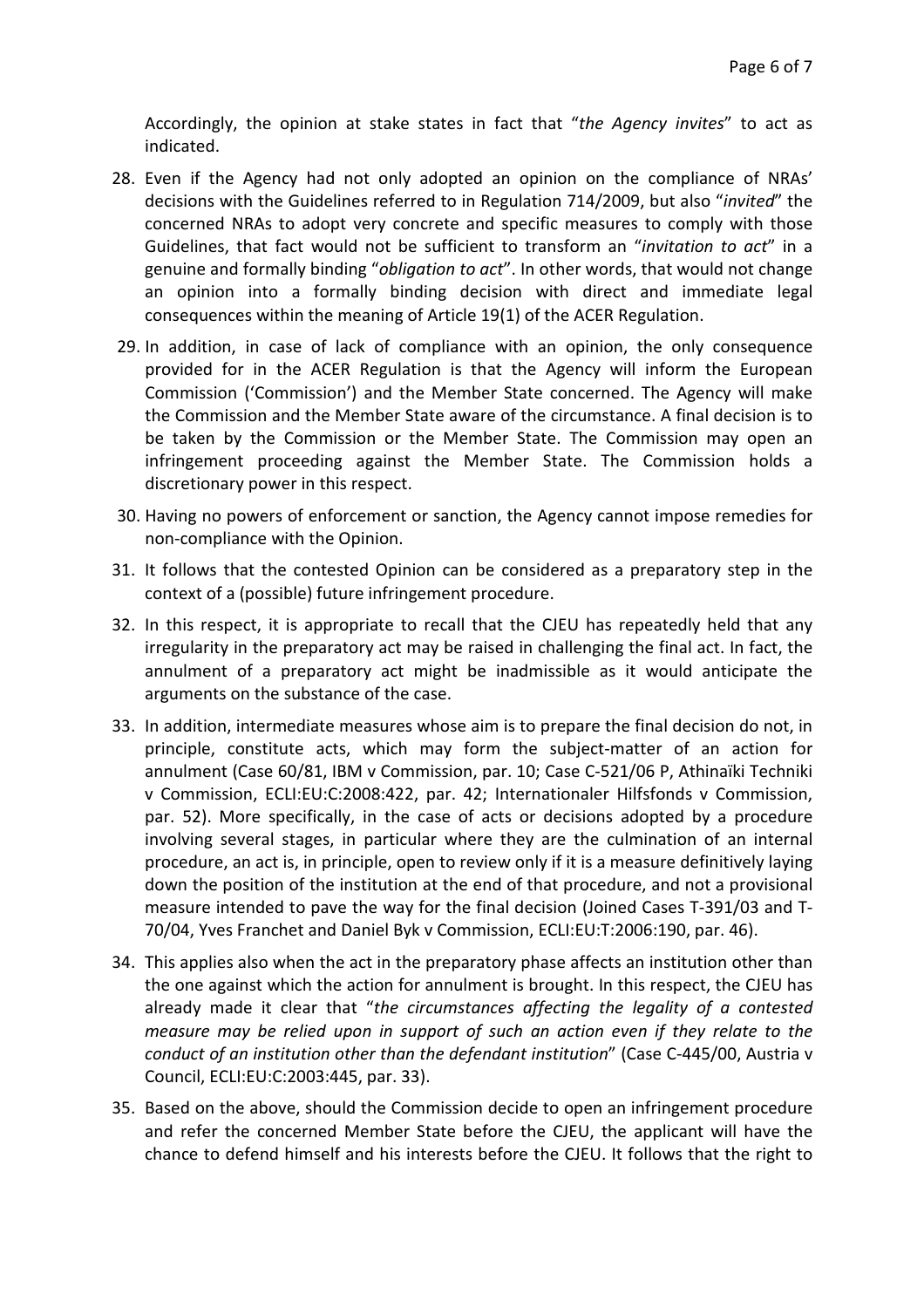Accordingly, the opinion at stake states in fact that "*the Agency invites*" to act as indicated.

28. Even if the Agency had not only adopted an opinion on the compliance of NRAs' decisions with the Guidelines referred to in Regulation 714/2009, but also "*invited*" the concerned NRAs to adopt very concrete and specific measures to comply with those Guidelines, that fact would not be sufficient to transform an "*invitation to act*" in a genuine and formally binding "*obligation to act*". In other words, that would not change an opinion into a formally binding decision with direct and immediate legal consequences within the meaning of Article 19(1) of the ACER Regulation.

29. In addition, in case of lack of compliance with an opinion, the only consequence provided for in the ACER Regulation is that the Agency will inform the European Commission ('Commission') and the Member State concerned. The Agency will make the Commission and the Member State aware of the circumstance. A final decision is to be taken by the Commission or the Member State. The Commission may open an infringement proceeding against the Member State. The Commission holds a discretionary power in this respect.

30. Having no powers of enforcement or sanction, the Agency cannot impose remedies for non-compliance with the Opinion.

31. It follows that the contested Opinion can be considered as a preparatory step in the context of a (possible) future infringement procedure.

32. In this respect, it is appropriate to recall that the CJEU has repeatedly held that any irregularity in the preparatory act may be raised in challenging the final act. In fact, the annulment of a preparatory act might be inadmissible as it would anticipate the arguments on the substance of the case.

33. In addition, intermediate measures whose aim is to prepare the final decision do not, in principle, constitute acts, which may form the subject-matter of an action for annulment (Case 60/81, IBM v Commission, par. 10; Case C-521/06 P, Athinaïki Techniki v Commission, ECLI:EU:C:2008:422, par. 42; Internationaler Hilfsfonds v Commission, par. 52). More specifically, in the case of acts or decisions adopted by a procedure involving several stages, in particular where they are the culmination of an internal procedure, an act is, in principle, open to review only if it is a measure definitively laying down the position of the institution at the end of that procedure, and not a provisional measure intended to pave the way for the final decision (Joined Cases T-391/03 and T-70/04, Yves Franchet and Daniel Byk v Commission, ECLI:EU:T:2006:190, par. 46).

34. This applies also when the act in the preparatory phase affects an institution other than the one against which the action for annulment is brought. In this respect, the CJEU has already made it clear that "*the circumstances affecting the legality of a contested measure may be relied upon in support of such an action even if they relate to the conduct of an institution other than the defendant institution*" (Case C-445/00, Austria v Council, ECLI:EU:C:2003:445, par. 33).

35. Based on the above, should the Commission decide to open an infringement procedure and refer the concerned Member State before the CJEU, the applicant will have the chance to defend himself and his interests before the CJEU. It follows that the right to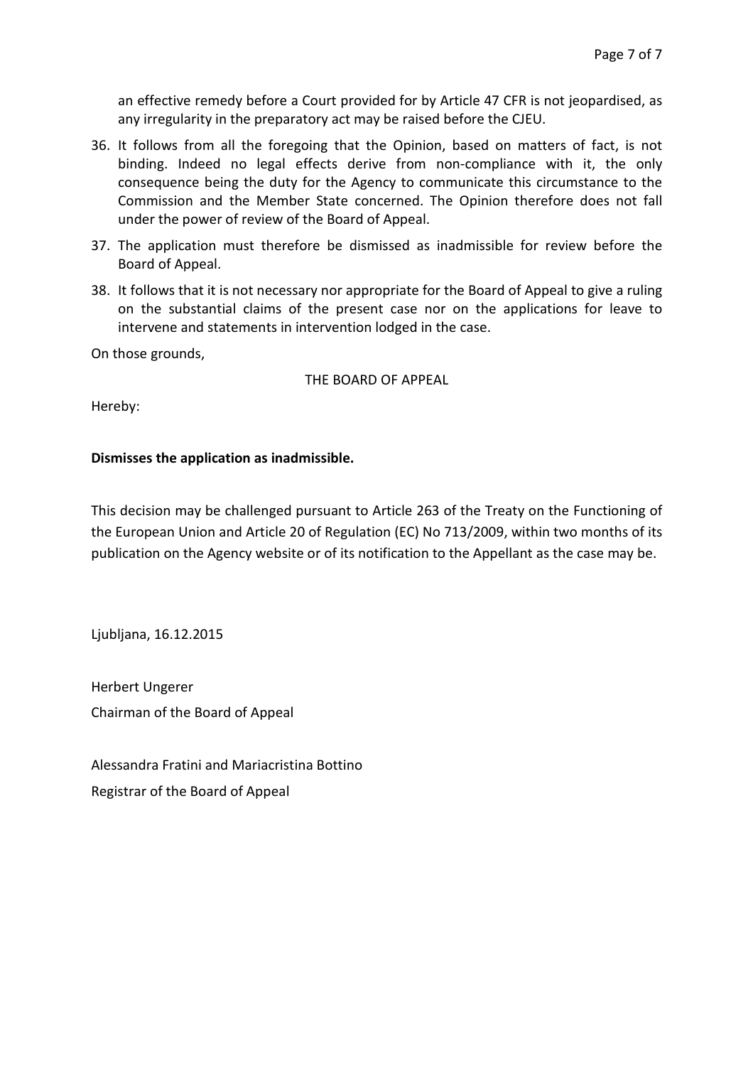an effective remedy before a Court provided for by Article 47 CFR is not jeopardised, as any irregularity in the preparatory act may be raised before the CJEU.

36. It follows from all the foregoing that the Opinion, based on matters of fact, is not binding. Indeed no legal effects derive from non-compliance with it, the only consequence being the duty for the Agency to communicate this circumstance to the Commission and the Member State concerned. The Opinion therefore does not fall under the power of review of the Board of Appeal.
37. The application must therefore be dismissed as inadmissible for review before the Board of Appeal.
38. It follows that it is not necessary nor appropriate for the Board of Appeal to give a ruling on the substantial claims of the present case nor on the applications for leave to intervene and statements in intervention lodged in the case.

On those grounds,

THE BOARD OF APPEAL

Hereby:

**Dismisses the application as inadmissible.**

This decision may be challenged pursuant to Article 263 of the Treaty on the Functioning of the European Union and Article 20 of Regulation (EC) No 713/2009, within two months of its publication on the Agency website or of its notification to the Appellant as the case may be.

Ljubljana, 16.12.2015

Herbert Ungerer
Chairman of the Board of Appeal

Alessandra Fratini and Mariacristina Bottino
Registrar of the Board of Appeal